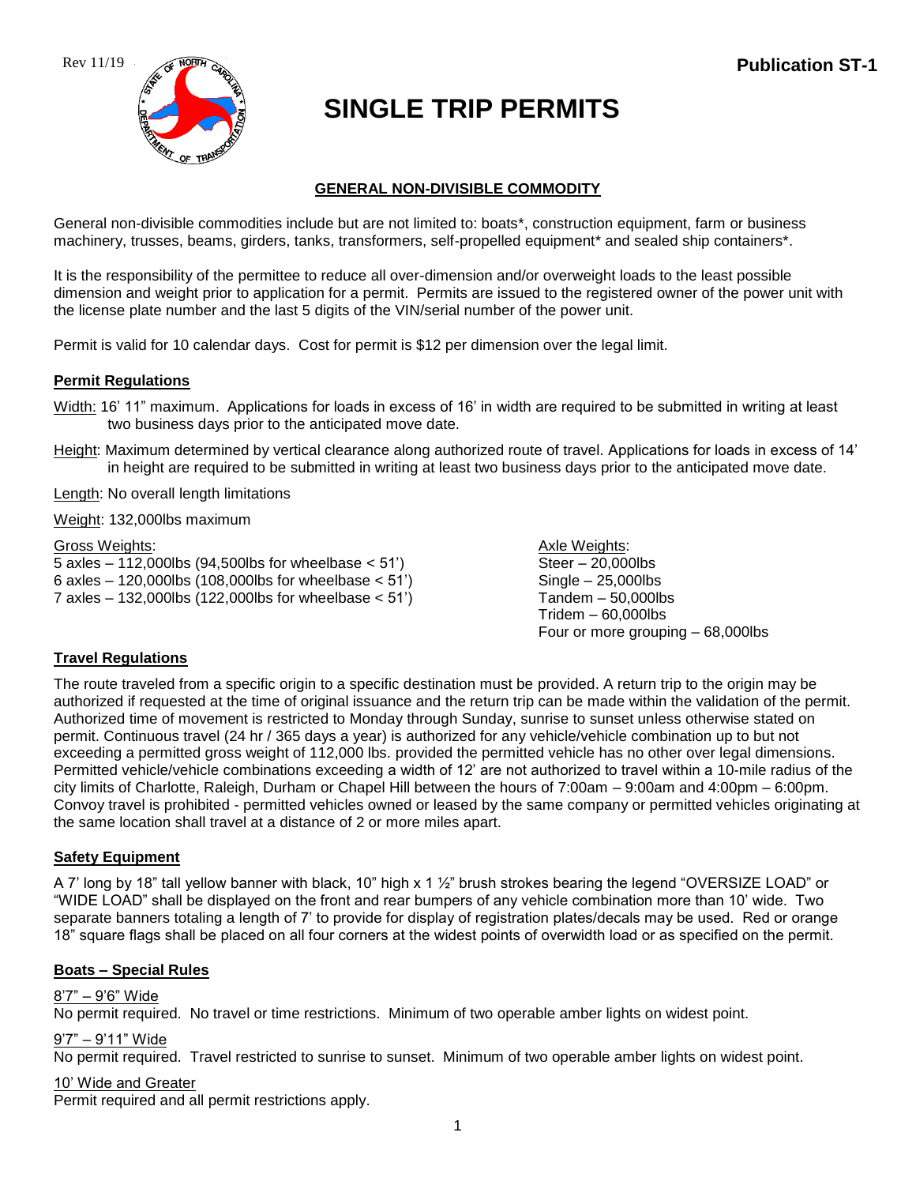Rev 11/19

**Publication ST-1**

# SINGLE TRIP PERMITS

## GENERAL NON-DIVISIBLE COMMODITY

General non-divisible commodities include but are not limited to: boats*, construction equipment, farm or business machinery, trusses, beams, girders, tanks, transformers, self-propelled equipment* and sealed ship containers*.

It is the responsibility of the permittee to reduce all over-dimension and/or overweight loads to the least possible dimension and weight prior to application for a permit. Permits are issued to the registered owner of the power unit with the license plate number and the last 5 digits of the VIN/serial number of the power unit.

Permit is valid for 10 calendar days. Cost for permit is $12 per dimension over the legal limit.

### Permit Regulations

Width: 16' 11" maximum. Applications for loads in excess of 16' in width are required to be submitted in writing at least two business days prior to the anticipated move date.

Height: Maximum determined by vertical clearance along authorized route of travel. Applications for loads in excess of 14' in height are required to be submitted in writing at least two business days prior to the anticipated move date.

Length: No overall length limitations

Weight: 132,000lbs maximum

Gross Weights:
5 axles – 112,000lbs (94,500lbs for wheelbase < 51')
6 axles – 120,000lbs (108,000lbs for wheelbase < 51')
7 axles – 132,000lbs (122,000lbs for wheelbase < 51')

Axle Weights:
Steer – 20,000lbs
Single – 25,000lbs
Tandem – 50,000lbs
Tridem – 60,000lbs
Four or more grouping – 68,000lbs

### Travel Regulations

The route traveled from a specific origin to a specific destination must be provided. A return trip to the origin may be authorized if requested at the time of original issuance and the return trip can be made within the validation of the permit. Authorized time of movement is restricted to Monday through Sunday, sunrise to sunset unless otherwise stated on permit. Continuous travel (24 hr / 365 days a year) is authorized for any vehicle/vehicle combination up to but not exceeding a permitted gross weight of 112,000 lbs. provided the permitted vehicle has no other over legal dimensions. Permitted vehicle/vehicle combinations exceeding a width of 12' are not authorized to travel within a 10-mile radius of the city limits of Charlotte, Raleigh, Durham or Chapel Hill between the hours of 7:00am – 9:00am and 4:00pm – 6:00pm. Convoy travel is prohibited - permitted vehicles owned or leased by the same company or permitted vehicles originating at the same location shall travel at a distance of 2 or more miles apart.

### Safety Equipment

A 7' long by 18" tall yellow banner with black, 10" high x 1 ½" brush strokes bearing the legend "OVERSIZE LOAD" or "WIDE LOAD" shall be displayed on the front and rear bumpers of any vehicle combination more than 10' wide. Two separate banners totaling a length of 7' to provide for display of registration plates/decals may be used. Red or orange 18" square flags shall be placed on all four corners at the widest points of overwidth load or as specified on the permit.

### Boats – Special Rules

8'7" – 9'6" Wide
No permit required. No travel or time restrictions. Minimum of two operable amber lights on widest point.

9'7" – 9'11" Wide
No permit required. Travel restricted to sunrise to sunset. Minimum of two operable amber lights on widest point.

10' Wide and Greater
Permit required and all permit restrictions apply.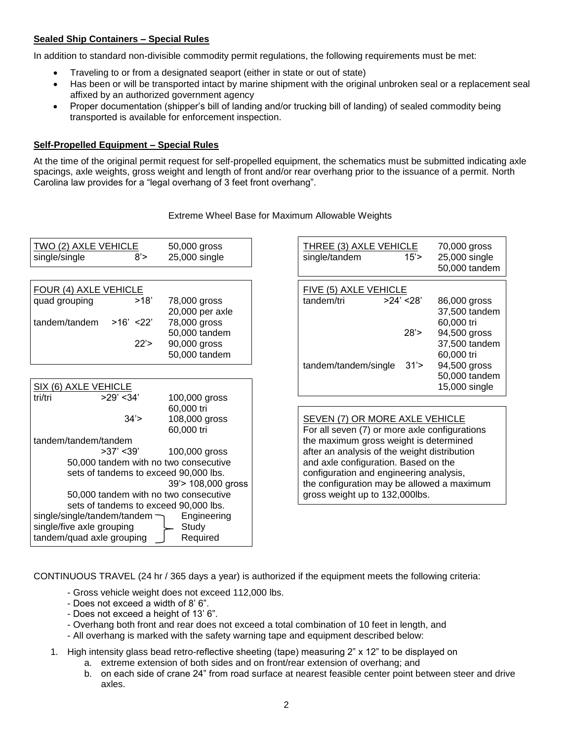**Sealed Ship Containers – Special Rules**

In addition to standard non-divisible commodity permit regulations, the following requirements must be met:

- Traveling to or from a designated seaport (either in state or out of state)
- Has been or will be transported intact by marine shipment with the original unbroken seal or a replacement seal affixed by an authorized government agency
- Proper documentation (shipper's bill of landing and/or trucking bill of landing) of sealed commodity being transported is available for enforcement inspection.

**Self-Propelled Equipment – Special Rules**

At the time of the original permit request for self-propelled equipment, the schematics must be submitted indicating axle spacings, axle weights, gross weight and length of front and/or rear overhang prior to the issuance of a permit. North Carolina law provides for a "legal overhang of 3 feet front overhang".

Extreme Wheel Base for Maximum Allowable Weights

| TWO (2) AXLE VEHICLE | | 50,000 gross |
|---|---|---|
| single/single | 8'> | 25,000 single |

| THREE (3) AXLE VEHICLE | | 70,000 gross |
|---|---|---|
| single/tandem | 15'> | 25,000 single<br>50,000 tandem |

| FOUR (4) AXLE VEHICLE | | |
|---|---|---|
| quad grouping | >18' | 78,000 gross<br>20,000 per axle |
| tandem/tandem | >16' <22' | 78,000 gross<br>50,000 tandem |
| | 22'> | 90,000 gross<br>50,000 tandem |

| FIVE (5) AXLE VEHICLE | | |
|---|---|---|
| tandem/tri | >24' <28' | 86,000 gross<br>37,500 tandem<br>60,000 tri |
| | 28'> | 94,500 gross<br>37,500 tandem<br>60,000 tri |
| tandem/tandem/single | 31'> | 94,500 gross<br>50,000 tandem<br>15,000 single |

| SIX (6) AXLE VEHICLE | | |
|---|---|---|
| tri/tri | >29' <34' | 100,000 gross<br>60,000 tri |
| | 34'> | 108,000 gross<br>60,000 tri |
| tandem/tandem/tandem | >37' <39' | 100,000 gross |
| 50,000 tandem with no two consecutive sets of tandems to exceed 90,000 lbs. | | |
| | 39'> | 108,000 gross |
| 50,000 tandem with no two consecutive sets of tandems to exceed 90,000 lbs. | | |
| single/single/tandem/tandem<br>single/five axle grouping<br>tandem/quad axle grouping | | Engineering Study Required |

| SEVEN (7) OR MORE AXLE VEHICLE |
|---|
| For all seven (7) or more axle configurations the maximum gross weight is determined after an analysis of the weight distribution and axle configuration. Based on the configuration and engineering analysis, the configuration may be allowed a maximum gross weight up to 132,000lbs. |

CONTINUOUS TRAVEL (24 hr / 365 days a year) is authorized if the equipment meets the following criteria:

- Gross vehicle weight does not exceed 112,000 lbs.
- Does not exceed a width of 8' 6".
- Does not exceed a height of 13' 6".
- Overhang both front and rear does not exceed a total combination of 10 feet in length, and
- All overhang is marked with the safety warning tape and equipment described below:

1. High intensity glass bead retro-reflective sheeting (tape) measuring 2" x 12" to be displayed on
   a. extreme extension of both sides and on front/rear extension of overhang; and
   b. on each side of crane 24" from road surface at nearest feasible center point between steer and drive axles.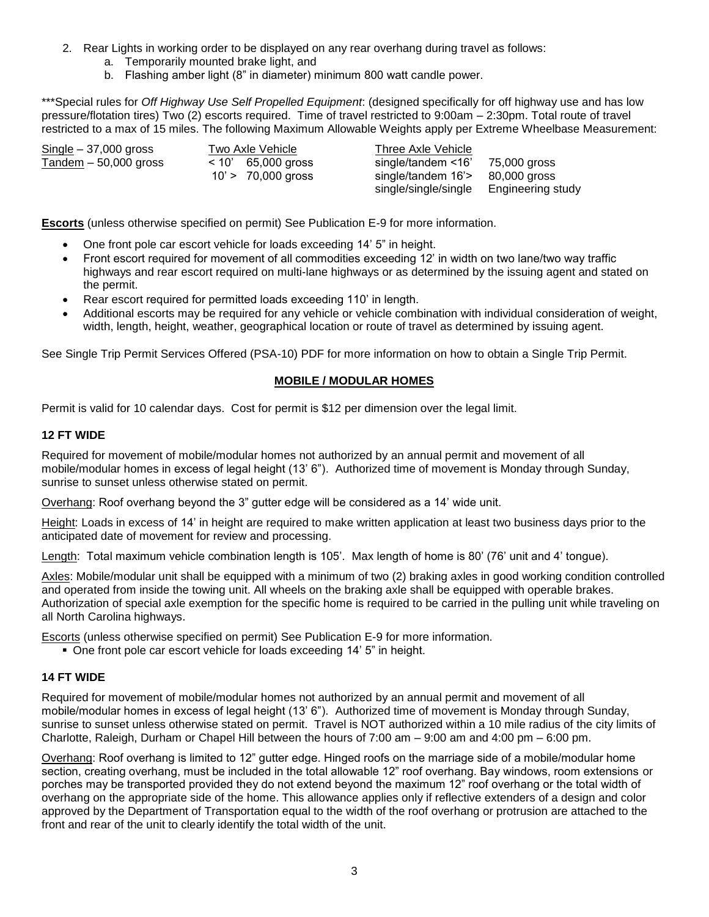2. Rear Lights in working order to be displayed on any rear overhang during travel as follows:
    a. Temporarily mounted brake light, and
    b. Flashing amber light (8" in diameter) minimum 800 watt candle power.

***Special rules for *Off Highway Use Self Propelled Equipment*: (designed specifically for off highway use and has low pressure/flotation tires) Two (2) escorts required. Time of travel restricted to 9:00am – 2:30pm. Total route of travel restricted to a max of 15 miles. The following Maximum Allowable Weights apply per Extreme Wheelbase Measurement:

| Single – 37,000 gross | Two Axle Vehicle | | Three Axle Vehicle | |
|---|---|---|---|---|
| Tandem – 50,000 gross | < 10' | 65,000 gross | single/tandem <16' | 75,000 gross |
| | 10' > | 70,000 gross | single/tandem 16'> | 80,000 gross |
| | | | single/single/single | Engineering study |

**Escorts** (unless otherwise specified on permit) See Publication E-9 for more information.

- One front pole car escort vehicle for loads exceeding 14' 5" in height.
- Front escort required for movement of all commodities exceeding 12' in width on two lane/two way traffic highways and rear escort required on multi-lane highways or as determined by the issuing agent and stated on the permit.
- Rear escort required for permitted loads exceeding 110' in length.
- Additional escorts may be required for any vehicle or vehicle combination with individual consideration of weight, width, length, height, weather, geographical location or route of travel as determined by issuing agent.

See Single Trip Permit Services Offered (PSA-10) PDF for more information on how to obtain a Single Trip Permit.

## MOBILE / MODULAR HOMES

Permit is valid for 10 calendar days. Cost for permit is $12 per dimension over the legal limit.

### 12 FT WIDE

Required for movement of mobile/modular homes not authorized by an annual permit and movement of all mobile/modular homes in excess of legal height (13' 6"). Authorized time of movement is Monday through Sunday, sunrise to sunset unless otherwise stated on permit.

Overhang: Roof overhang beyond the 3" gutter edge will be considered as a 14' wide unit.

Height: Loads in excess of 14' in height are required to make written application at least two business days prior to the anticipated date of movement for review and processing.

Length: Total maximum vehicle combination length is 105'. Max length of home is 80' (76' unit and 4' tongue).

Axles: Mobile/modular unit shall be equipped with a minimum of two (2) braking axles in good working condition controlled and operated from inside the towing unit. All wheels on the braking axle shall be equipped with operable brakes. Authorization of special axle exemption for the specific home is required to be carried in the pulling unit while traveling on all North Carolina highways.

Escorts (unless otherwise specified on permit) See Publication E-9 for more information.

- One front pole car escort vehicle for loads exceeding 14' 5" in height.

### 14 FT WIDE

Required for movement of mobile/modular homes not authorized by an annual permit and movement of all mobile/modular homes in excess of legal height (13' 6"). Authorized time of movement is Monday through Sunday, sunrise to sunset unless otherwise stated on permit. Travel is NOT authorized within a 10 mile radius of the city limits of Charlotte, Raleigh, Durham or Chapel Hill between the hours of 7:00 am – 9:00 am and 4:00 pm – 6:00 pm.

Overhang: Roof overhang is limited to 12" gutter edge. Hinged roofs on the marriage side of a mobile/modular home section, creating overhang, must be included in the total allowable 12" roof overhang. Bay windows, room extensions or porches may be transported provided they do not extend beyond the maximum 12" roof overhang or the total width of overhang on the appropriate side of the home. This allowance applies only if reflective extenders of a design and color approved by the Department of Transportation equal to the width of the roof overhang or protrusion are attached to the front and rear of the unit to clearly identify the total width of the unit.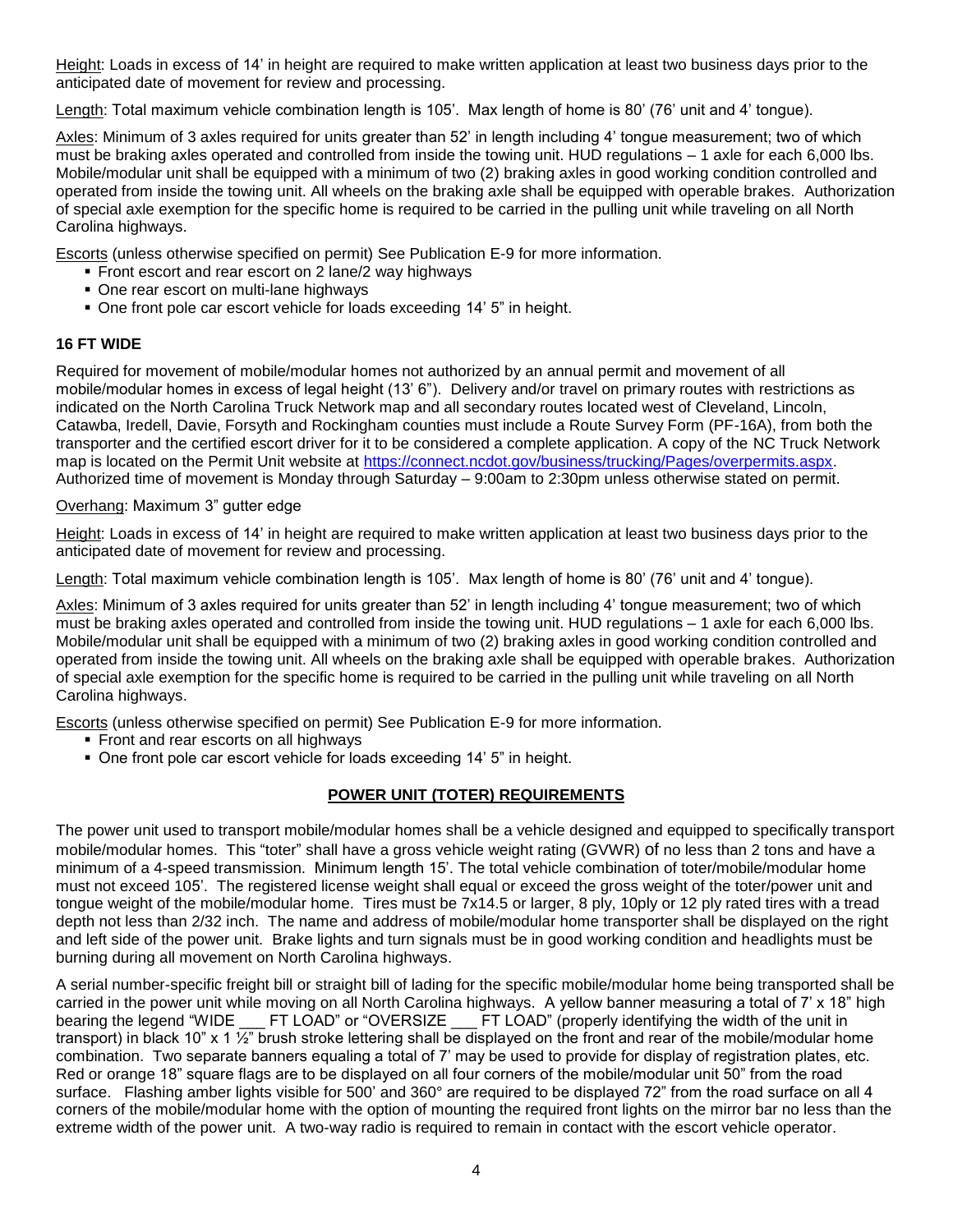Height: Loads in excess of 14' in height are required to make written application at least two business days prior to the anticipated date of movement for review and processing.

Length: Total maximum vehicle combination length is 105'. Max length of home is 80' (76' unit and 4' tongue).

Axles: Minimum of 3 axles required for units greater than 52' in length including 4' tongue measurement; two of which must be braking axles operated and controlled from inside the towing unit. HUD regulations – 1 axle for each 6,000 lbs. Mobile/modular unit shall be equipped with a minimum of two (2) braking axles in good working condition controlled and operated from inside the towing unit. All wheels on the braking axle shall be equipped with operable brakes. Authorization of special axle exemption for the specific home is required to be carried in the pulling unit while traveling on all North Carolina highways.

Escorts (unless otherwise specified on permit) See Publication E-9 for more information.

- Front escort and rear escort on 2 lane/2 way highways
- One rear escort on multi-lane highways
- One front pole car escort vehicle for loads exceeding 14' 5" in height.

**16 FT WIDE**

Required for movement of mobile/modular homes not authorized by an annual permit and movement of all mobile/modular homes in excess of legal height (13' 6"). Delivery and/or travel on primary routes with restrictions as indicated on the North Carolina Truck Network map and all secondary routes located west of Cleveland, Lincoln, Catawba, Iredell, Davie, Forsyth and Rockingham counties must include a Route Survey Form (PF-16A), from both the transporter and the certified escort driver for it to be considered a complete application. A copy of the NC Truck Network map is located on the Permit Unit website at https://connect.ncdot.gov/business/trucking/Pages/overpermits.aspx. Authorized time of movement is Monday through Saturday – 9:00am to 2:30pm unless otherwise stated on permit.

Overhang: Maximum 3" gutter edge

Height: Loads in excess of 14' in height are required to make written application at least two business days prior to the anticipated date of movement for review and processing.

Length: Total maximum vehicle combination length is 105'. Max length of home is 80' (76' unit and 4' tongue).

Axles: Minimum of 3 axles required for units greater than 52' in length including 4' tongue measurement; two of which must be braking axles operated and controlled from inside the towing unit. HUD regulations – 1 axle for each 6,000 lbs. Mobile/modular unit shall be equipped with a minimum of two (2) braking axles in good working condition controlled and operated from inside the towing unit. All wheels on the braking axle shall be equipped with operable brakes. Authorization of special axle exemption for the specific home is required to be carried in the pulling unit while traveling on all North Carolina highways.

Escorts (unless otherwise specified on permit) See Publication E-9 for more information.

- Front and rear escorts on all highways
- One front pole car escort vehicle for loads exceeding 14' 5" in height.

## POWER UNIT (TOTER) REQUIREMENTS

The power unit used to transport mobile/modular homes shall be a vehicle designed and equipped to specifically transport mobile/modular homes. This "toter" shall have a gross vehicle weight rating (GVWR) of no less than 2 tons and have a minimum of a 4-speed transmission. Minimum length 15'. The total vehicle combination of toter/mobile/modular home must not exceed 105'. The registered license weight shall equal or exceed the gross weight of the toter/power unit and tongue weight of the mobile/modular home. Tires must be 7x14.5 or larger, 8 ply, 10ply or 12 ply rated tires with a tread depth not less than 2/32 inch. The name and address of mobile/modular home transporter shall be displayed on the right and left side of the power unit. Brake lights and turn signals must be in good working condition and headlights must be burning during all movement on North Carolina highways.

A serial number-specific freight bill or straight bill of lading for the specific mobile/modular home being transported shall be carried in the power unit while moving on all North Carolina highways. A yellow banner measuring a total of 7' x 18" high bearing the legend "WIDE ___ FT LOAD" or "OVERSIZE ___ FT LOAD" (properly identifying the width of the unit in transport) in black 10" x 1 ½" brush stroke lettering shall be displayed on the front and rear of the mobile/modular home combination. Two separate banners equaling a total of 7' may be used to provide for display of registration plates, etc. Red or orange 18" square flags are to be displayed on all four corners of the mobile/modular unit 50" from the road surface. Flashing amber lights visible for 500' and 360° are required to be displayed 72" from the road surface on all 4 corners of the mobile/modular home with the option of mounting the required front lights on the mirror bar no less than the extreme width of the power unit. A two-way radio is required to remain in contact with the escort vehicle operator.